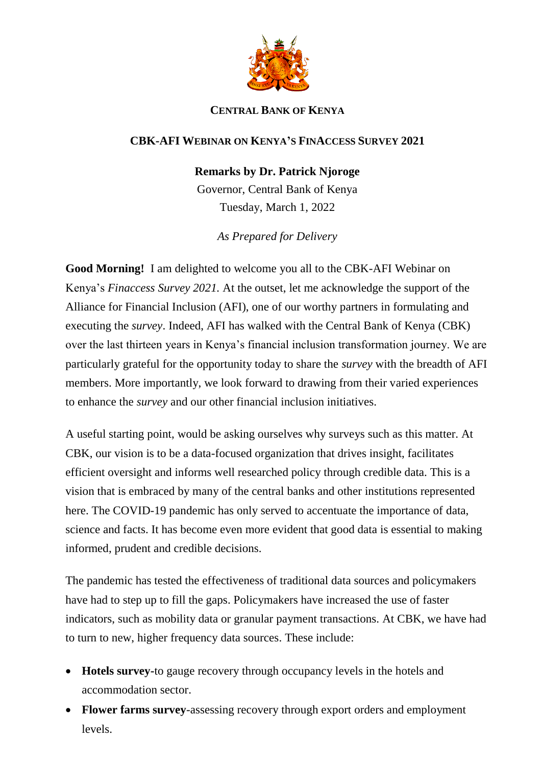**CENTRAL BANK OF KENYA**

**CBK-AFI WEBINAR ON KENYA'S FINACCESS SURVEY 2021**

**Remarks by Dr. Patrick Njoroge**

Governor, Central Bank of Kenya

Tuesday, March 1, 2022

*As Prepared for Delivery*

**Good Morning!** I am delighted to welcome you all to the CBK-AFI Webinar on Kenya's *Finaccess Survey 2021.* At the outset, let me acknowledge the support of the Alliance for Financial Inclusion (AFI), one of our worthy partners in formulating and executing the *survey*. Indeed, AFI has walked with the Central Bank of Kenya (CBK) over the last thirteen years in Kenya's financial inclusion transformation journey. We are particularly grateful for the opportunity today to share the *survey* with the breadth of AFI members. More importantly, we look forward to drawing from their varied experiences to enhance the *survey* and our other financial inclusion initiatives.

A useful starting point, would be asking ourselves why surveys such as this matter. At CBK, our vision is to be a data-focused organization that drives insight, facilitates efficient oversight and informs well researched policy through credible data. This is a vision that is embraced by many of the central banks and other institutions represented here. The COVID-19 pandemic has only served to accentuate the importance of data, science and facts. It has become even more evident that good data is essential to making informed, prudent and credible decisions.

The pandemic has tested the effectiveness of traditional data sources and policymakers have had to step up to fill the gaps. Policymakers have increased the use of faster indicators, such as mobility data or granular payment transactions. At CBK, we have had to turn to new, higher frequency data sources. These include:

- **Hotels survey**-to gauge recovery through occupancy levels in the hotels and accommodation sector.
- **Flower farms survey**-assessing recovery through export orders and employment levels.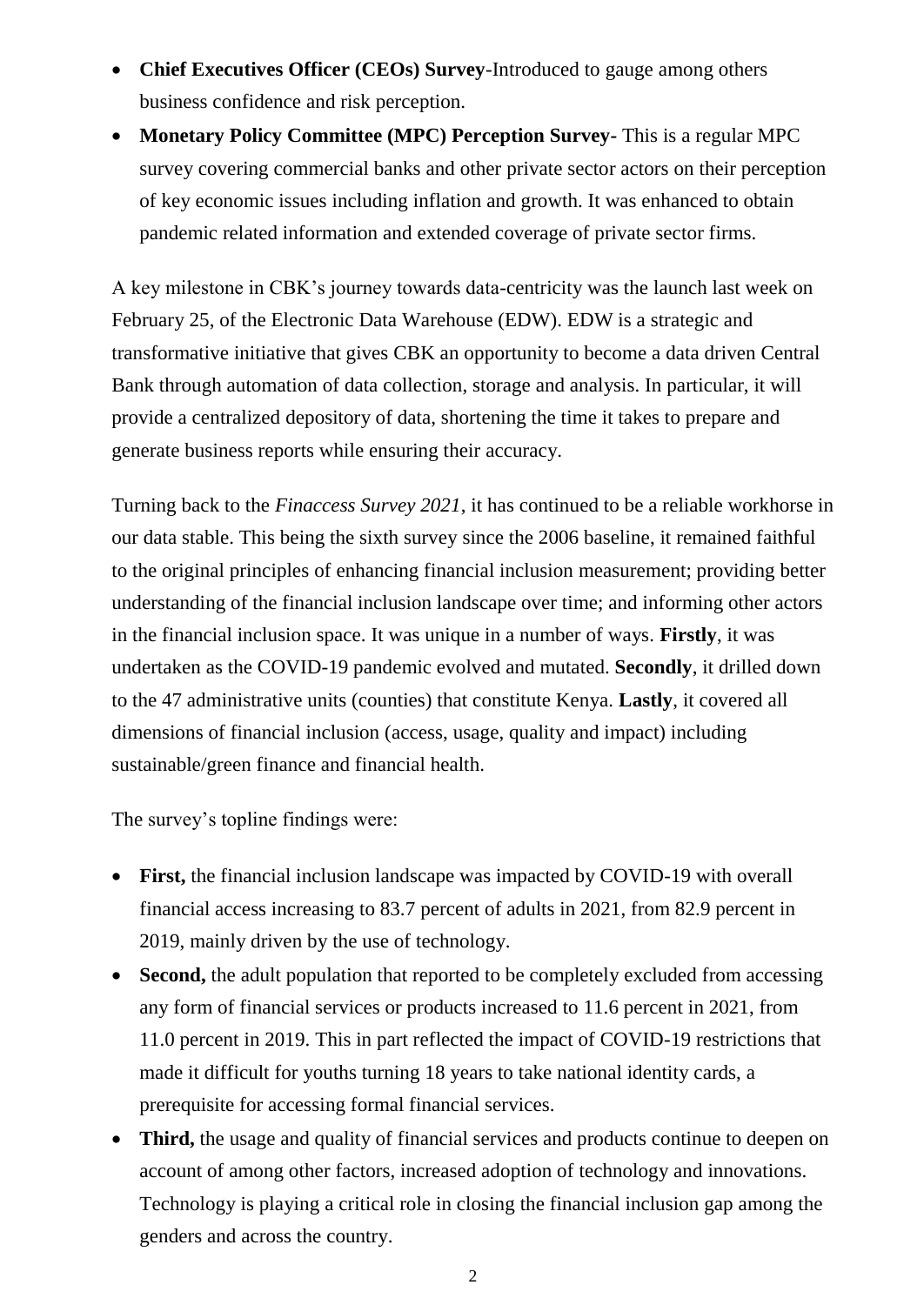- **Chief Executives Officer (CEOs) Survey**-Introduced to gauge among others business confidence and risk perception.
- **Monetary Policy Committee (MPC) Perception Survey-** This is a regular MPC survey covering commercial banks and other private sector actors on their perception of key economic issues including inflation and growth. It was enhanced to obtain pandemic related information and extended coverage of private sector firms.

A key milestone in CBK's journey towards data-centricity was the launch last week on February 25, of the Electronic Data Warehouse (EDW). EDW is a strategic and transformative initiative that gives CBK an opportunity to become a data driven Central Bank through automation of data collection, storage and analysis. In particular, it will provide a centralized depository of data, shortening the time it takes to prepare and generate business reports while ensuring their accuracy.

Turning back to the *Finaccess Survey 2021*, it has continued to be a reliable workhorse in our data stable. This being the sixth survey since the 2006 baseline, it remained faithful to the original principles of enhancing financial inclusion measurement; providing better understanding of the financial inclusion landscape over time; and informing other actors in the financial inclusion space. It was unique in a number of ways. **Firstly**, it was undertaken as the COVID-19 pandemic evolved and mutated. **Secondly**, it drilled down to the 47 administrative units (counties) that constitute Kenya. **Lastly**, it covered all dimensions of financial inclusion (access, usage, quality and impact) including sustainable/green finance and financial health.

The survey's topline findings were:

- **First,** the financial inclusion landscape was impacted by COVID-19 with overall financial access increasing to 83.7 percent of adults in 2021, from 82.9 percent in 2019, mainly driven by the use of technology.
- **Second,** the adult population that reported to be completely excluded from accessing any form of financial services or products increased to 11.6 percent in 2021, from 11.0 percent in 2019. This in part reflected the impact of COVID-19 restrictions that made it difficult for youths turning 18 years to take national identity cards, a prerequisite for accessing formal financial services.
- **Third,** the usage and quality of financial services and products continue to deepen on account of among other factors, increased adoption of technology and innovations. Technology is playing a critical role in closing the financial inclusion gap among the genders and across the country.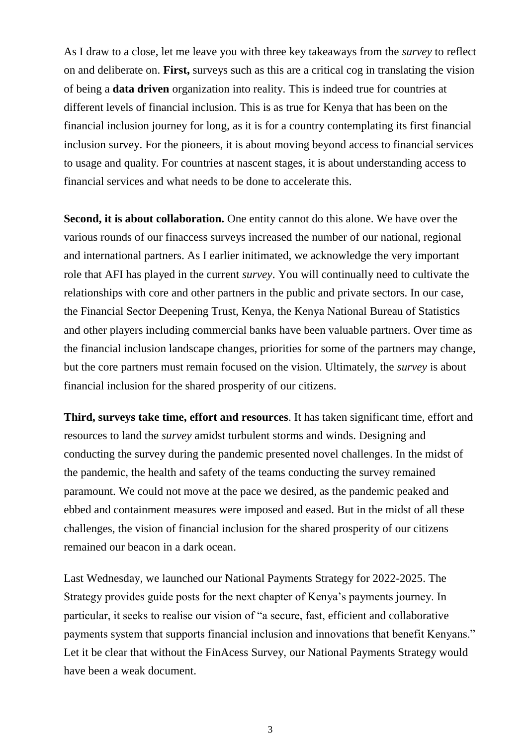As I draw to a close, let me leave you with three key takeaways from the *survey* to reflect on and deliberate on. **First,** surveys such as this are a critical cog in translating the vision of being a **data driven** organization into reality. This is indeed true for countries at different levels of financial inclusion. This is as true for Kenya that has been on the financial inclusion journey for long, as it is for a country contemplating its first financial inclusion survey. For the pioneers, it is about moving beyond access to financial services to usage and quality. For countries at nascent stages, it is about understanding access to financial services and what needs to be done to accelerate this.

**Second, it is about collaboration.** One entity cannot do this alone. We have over the various rounds of our finaccess surveys increased the number of our national, regional and international partners. As I earlier initimated, we acknowledge the very important role that AFI has played in the current *survey*. You will continually need to cultivate the relationships with core and other partners in the public and private sectors. In our case, the Financial Sector Deepening Trust, Kenya, the Kenya National Bureau of Statistics and other players including commercial banks have been valuable partners. Over time as the financial inclusion landscape changes, priorities for some of the partners may change, but the core partners must remain focused on the vision. Ultimately, the *survey* is about financial inclusion for the shared prosperity of our citizens.

**Third, surveys take time, effort and resources**. It has taken significant time, effort and resources to land the *survey* amidst turbulent storms and winds. Designing and conducting the survey during the pandemic presented novel challenges. In the midst of the pandemic, the health and safety of the teams conducting the survey remained paramount. We could not move at the pace we desired, as the pandemic peaked and ebbed and containment measures were imposed and eased. But in the midst of all these challenges, the vision of financial inclusion for the shared prosperity of our citizens remained our beacon in a dark ocean.

Last Wednesday, we launched our National Payments Strategy for 2022-2025. The Strategy provides guide posts for the next chapter of Kenya's payments journey. In particular, it seeks to realise our vision of "a secure, fast, efficient and collaborative payments system that supports financial inclusion and innovations that benefit Kenyans." Let it be clear that without the FinAcess Survey, our National Payments Strategy would have been a weak document.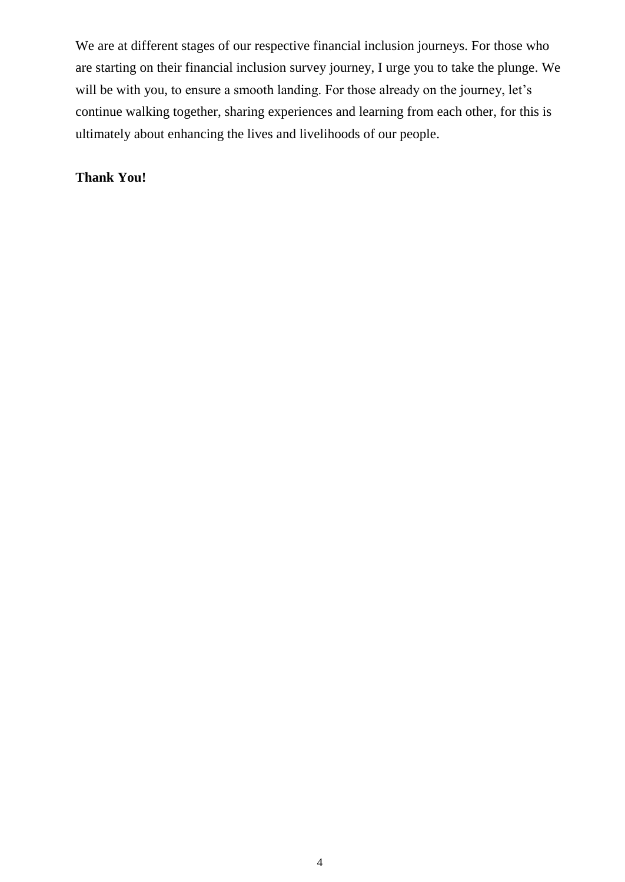We are at different stages of our respective financial inclusion journeys. For those who are starting on their financial inclusion survey journey, I urge you to take the plunge. We will be with you, to ensure a smooth landing. For those already on the journey, let's continue walking together, sharing experiences and learning from each other, for this is ultimately about enhancing the lives and livelihoods of our people.

**Thank You!**